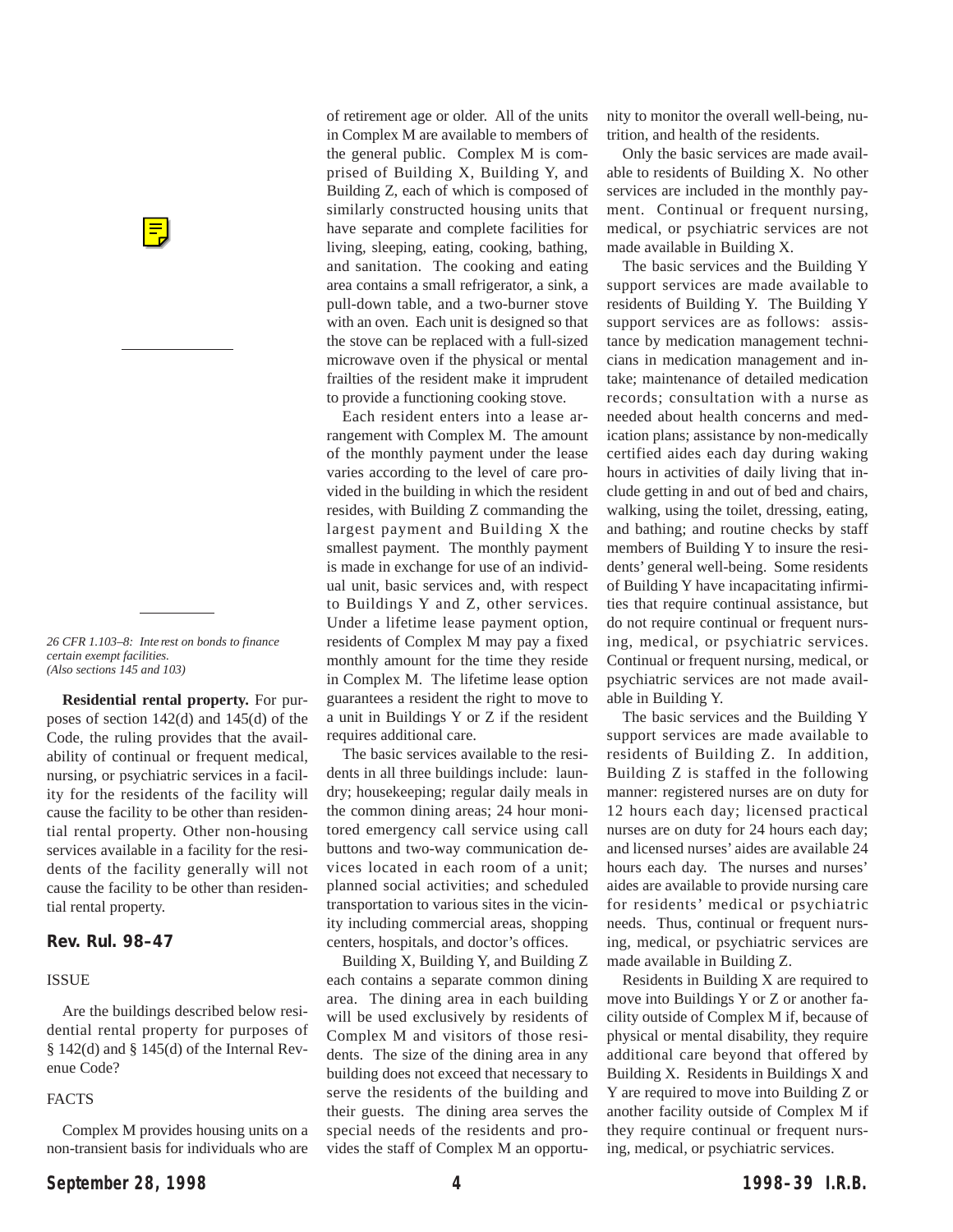*26 CFR 1.103–8: Interest on bonds to finance certain exempt facilities.*
*(Also sections 145 and 103)*

**Residential rental property.** For purposes of section 142(d) and 145(d) of the Code, the ruling provides that the availability of continual or frequent medical, nursing, or psychiatric services in a facility for the residents of the facility will cause the facility to be other than residential rental property. Other non-housing services available in a facility for the residents of the facility generally will not cause the facility to be other than residential rental property.

## Rev. Rul. 98–47

### ISSUE

Are the buildings described below residential rental property for purposes of § 142(d) and § 145(d) of the Internal Revenue Code?

### FACTS

Complex M provides housing units on a non-transient basis for individuals who are of retirement age or older. All of the units in Complex M are available to members of the general public. Complex M is comprised of Building X, Building Y, and Building Z, each of which is composed of similarly constructed housing units that have separate and complete facilities for living, sleeping, eating, cooking, bathing, and sanitation. The cooking and eating area contains a small refrigerator, a sink, a pull-down table, and a two-burner stove with an oven. Each unit is designed so that the stove can be replaced with a full-sized microwave oven if the physical or mental frailties of the resident make it imprudent to provide a functioning cooking stove.

Each resident enters into a lease arrangement with Complex M. The amount of the monthly payment under the lease varies according to the level of care provided in the building in which the resident resides, with Building Z commanding the largest payment and Building X the smallest payment. The monthly payment is made in exchange for use of an individual unit, basic services and, with respect to Buildings Y and Z, other services. Under a lifetime lease payment option, residents of Complex M may pay a fixed monthly amount for the time they reside in Complex M. The lifetime lease option guarantees a resident the right to move to a unit in Buildings Y or Z if the resident requires additional care.

The basic services available to the residents in all three buildings include: laundry; housekeeping; regular daily meals in the common dining areas; 24 hour monitored emergency call service using call buttons and two-way communication devices located in each room of a unit; planned social activities; and scheduled transportation to various sites in the vicinity including commercial areas, shopping centers, hospitals, and doctor's offices.

Building X, Building Y, and Building Z each contains a separate common dining area. The dining area in each building will be used exclusively by residents of Complex M and visitors of those residents. The size of the dining area in any building does not exceed that necessary to serve the residents of the building and their guests. The dining area serves the special needs of the residents and provides the staff of Complex M an opportunity to monitor the overall well-being, nutrition, and health of the residents.

Only the basic services are made available to residents of Building X. No other services are included in the monthly payment. Continual or frequent nursing, medical, or psychiatric services are not made available in Building X.

The basic services and the Building Y support services are made available to residents of Building Y. The Building Y support services are as follows: assistance by medication management technicians in medication management and intake; maintenance of detailed medication records; consultation with a nurse as needed about health concerns and medication plans; assistance by non-medically certified aides each day during waking hours in activities of daily living that include getting in and out of bed and chairs, walking, using the toilet, dressing, eating, and bathing; and routine checks by staff members of Building Y to insure the residents' general well-being. Some residents of Building Y have incapacitating infirmities that require continual assistance, but do not require continual or frequent nursing, medical, or psychiatric services. Continual or frequent nursing, medical, or psychiatric services are not made available in Building Y.

The basic services and the Building Y support services are made available to residents of Building Z. In addition, Building Z is staffed in the following manner: registered nurses are on duty for 12 hours each day; licensed practical nurses are on duty for 24 hours each day; and licensed nurses' aides are available 24 hours each day. The nurses and nurses' aides are available to provide nursing care for residents' medical or psychiatric needs. Thus, continual or frequent nursing, medical, or psychiatric services are made available in Building Z.

Residents in Building X are required to move into Buildings Y or Z or another facility outside of Complex M if, because of physical or mental disability, they require additional care beyond that offered by Building X. Residents in Buildings X and Y are required to move into Building Z or another facility outside of Complex M if they require continual or frequent nursing, medical, or psychiatric services.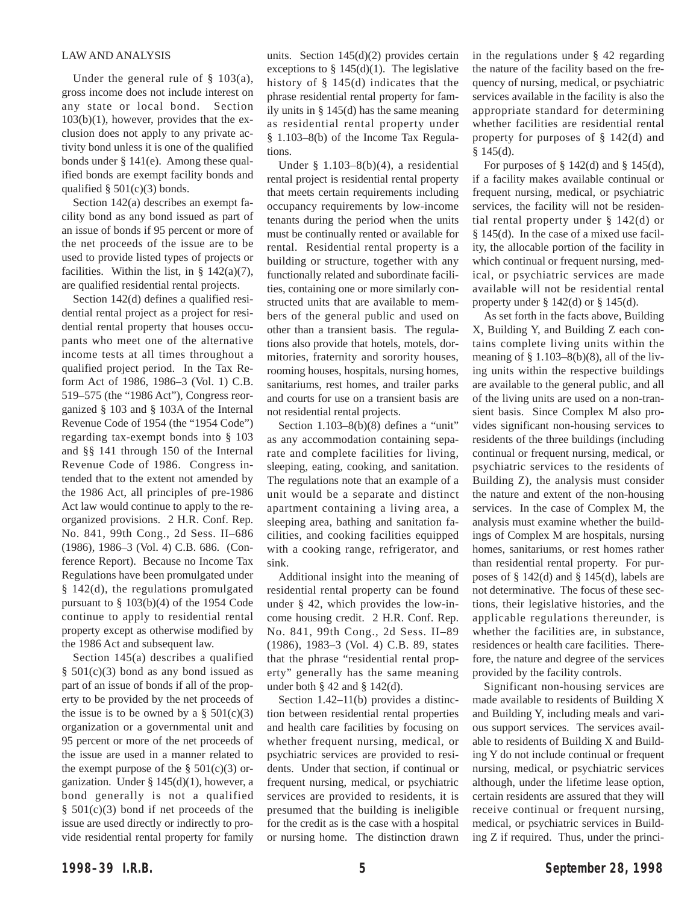LAW AND ANALYSIS

Under the general rule of § 103(a), gross income does not include interest on any state or local bond. Section 103(b)(1), however, provides that the exclusion does not apply to any private activity bond unless it is one of the qualified bonds under § 141(e). Among these qualified bonds are exempt facility bonds and qualified § 501(c)(3) bonds.

Section 142(a) describes an exempt facility bond as any bond issued as part of an issue of bonds if 95 percent or more of the net proceeds of the issue are to be used to provide listed types of projects or facilities. Within the list, in § 142(a)(7), are qualified residential rental projects.

Section 142(d) defines a qualified residential rental project as a project for residential rental property that houses occupants who meet one of the alternative income tests at all times throughout a qualified project period. In the Tax Reform Act of 1986, 1986–3 (Vol. 1) C.B. 519–575 (the "1986 Act"), Congress reorganized § 103 and § 103A of the Internal Revenue Code of 1954 (the "1954 Code") regarding tax-exempt bonds into § 103 and §§ 141 through 150 of the Internal Revenue Code of 1986. Congress intended that to the extent not amended by the 1986 Act, all principles of pre-1986 Act law would continue to apply to the reorganized provisions. 2 H.R. Conf. Rep. No. 841, 99th Cong., 2d Sess. II–686 (1986), 1986–3 (Vol. 4) C.B. 686. (Conference Report). Because no Income Tax Regulations have been promulgated under § 142(d), the regulations promulgated pursuant to § 103(b)(4) of the 1954 Code continue to apply to residential rental property except as otherwise modified by the 1986 Act and subsequent law.

Section 145(a) describes a qualified § 501(c)(3) bond as any bond issued as part of an issue of bonds if all of the property to be provided by the net proceeds of the issue is to be owned by a § 501(c)(3) organization or a governmental unit and 95 percent or more of the net proceeds of the issue are used in a manner related to the exempt purpose of the § 501(c)(3) organization. Under § 145(d)(1), however, a bond generally is not a qualified § 501(c)(3) bond if net proceeds of the issue are used directly or indirectly to provide residential rental property for family units. Section 145(d)(2) provides certain exceptions to § 145(d)(1). The legislative history of § 145(d) indicates that the phrase residential rental property for family units in § 145(d) has the same meaning as residential rental property under § 1.103–8(b) of the Income Tax Regulations.

Under § 1.103–8(b)(4), a residential rental project is residential rental property that meets certain requirements including occupancy requirements by low-income tenants during the period when the units must be continually rented or available for rental. Residential rental property is a building or structure, together with any functionally related and subordinate facilities, containing one or more similarly constructed units that are available to members of the general public and used on other than a transient basis. The regulations also provide that hotels, motels, dormitories, fraternity and sorority houses, rooming houses, hospitals, nursing homes, sanitariums, rest homes, and trailer parks and courts for use on a transient basis are not residential rental projects.

Section 1.103–8(b)(8) defines a "unit" as any accommodation containing separate and complete facilities for living, sleeping, eating, cooking, and sanitation. The regulations note that an example of a unit would be a separate and distinct apartment containing a living area, a sleeping area, bathing and sanitation facilities, and cooking facilities equipped with a cooking range, refrigerator, and sink.

Additional insight into the meaning of residential rental property can be found under § 42, which provides the low-income housing credit. 2 H.R. Conf. Rep. No. 841, 99th Cong., 2d Sess. II–89 (1986), 1983–3 (Vol. 4) C.B. 89, states that the phrase "residential rental property" generally has the same meaning under both § 42 and § 142(d).

Section 1.42–11(b) provides a distinction between residential rental properties and health care facilities by focusing on whether frequent nursing, medical, or psychiatric services are provided to residents. Under that section, if continual or frequent nursing, medical, or psychiatric services are provided to residents, it is presumed that the building is ineligible for the credit as is the case with a hospital or nursing home. The distinction drawn in the regulations under § 42 regarding the nature of the facility based on the frequency of nursing, medical, or psychiatric services available in the facility is also the appropriate standard for determining whether facilities are residential rental property for purposes of § 142(d) and § 145(d).

For purposes of § 142(d) and § 145(d), if a facility makes available continual or frequent nursing, medical, or psychiatric services, the facility will not be residential rental property under § 142(d) or § 145(d). In the case of a mixed use facility, the allocable portion of the facility in which continual or frequent nursing, medical, or psychiatric services are made available will not be residential rental property under § 142(d) or § 145(d).

As set forth in the facts above, Building X, Building Y, and Building Z each contains complete living units within the meaning of § 1.103–8(b)(8), all of the living units within the respective buildings are available to the general public, and all of the living units are used on a non-transient basis. Since Complex M also provides significant non-housing services to residents of the three buildings (including continual or frequent nursing, medical, or psychiatric services to the residents of Building Z), the analysis must consider the nature and extent of the non-housing services. In the case of Complex M, the analysis must examine whether the buildings of Complex M are hospitals, nursing homes, sanitariums, or rest homes rather than residential rental property. For purposes of § 142(d) and § 145(d), labels are not determinative. The focus of these sections, their legislative histories, and the applicable regulations thereunder, is whether the facilities are, in substance, residences or health care facilities. Therefore, the nature and degree of the services provided by the facility controls.

Significant non-housing services are made available to residents of Building X and Building Y, including meals and various support services. The services available to residents of Building X and Building Y do not include continual or frequent nursing, medical, or psychiatric services although, under the lifetime lease option, certain residents are assured that they will receive continual or frequent nursing, medical, or psychiatric services in Building Z if required. Thus, under the princi-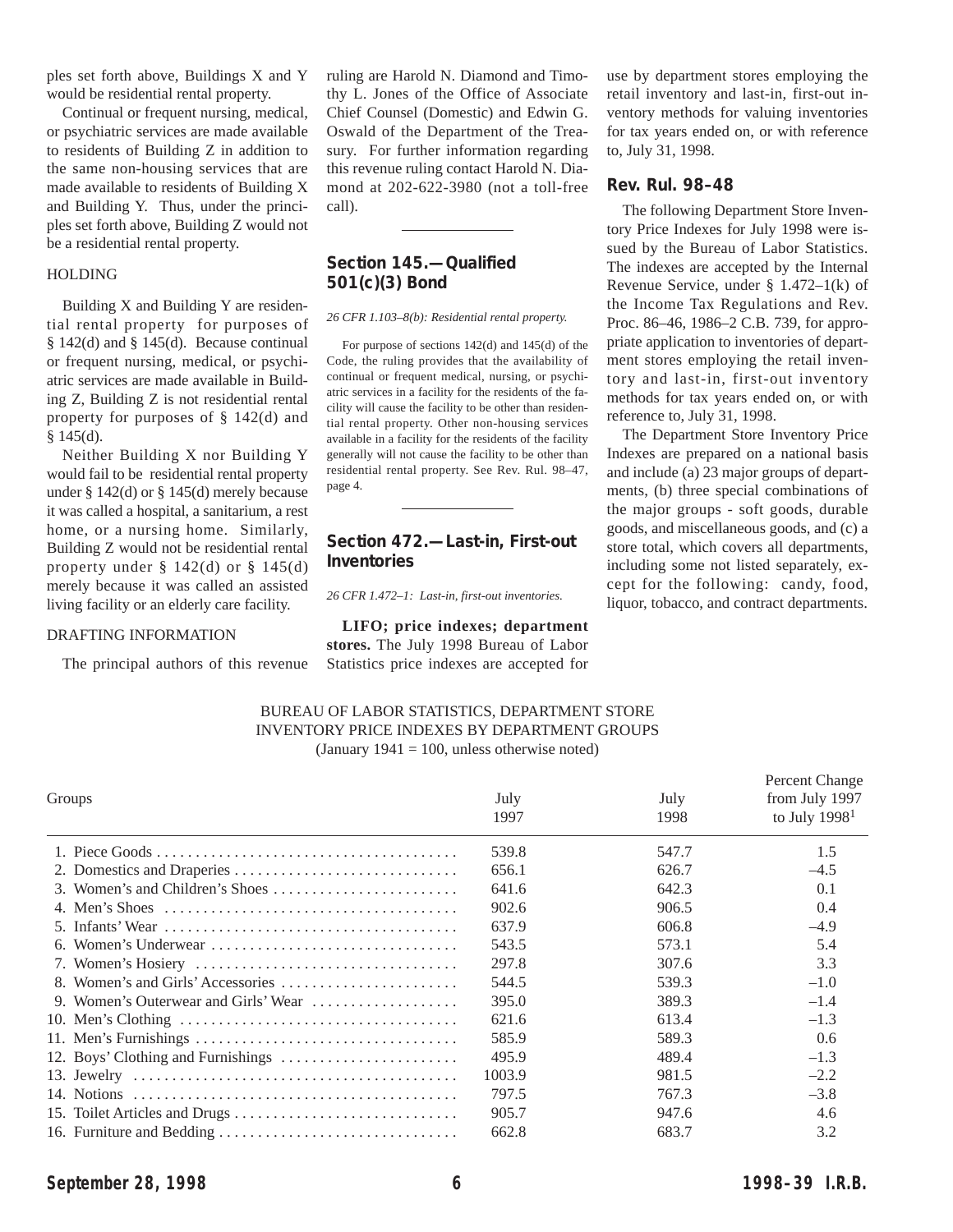ples set forth above, Buildings X and Y would be residential rental property.

Continual or frequent nursing, medical, or psychiatric services are made available to residents of Building Z in addition to the same non-housing services that are made available to residents of Building X and Building Y. Thus, under the principles set forth above, Building Z would not be a residential rental property.

HOLDING

Building X and Building Y are residential rental property for purposes of § 142(d) and § 145(d). Because continual or frequent nursing, medical, or psychiatric services are made available in Building Z, Building Z is not residential rental property for purposes of § 142(d) and § 145(d).

Neither Building X nor Building Y would fail to be residential rental property under § 142(d) or § 145(d) merely because it was called a hospital, a sanitarium, a rest home, or a nursing home. Similarly, Building Z would not be residential rental property under § 142(d) or § 145(d) merely because it was called an assisted living facility or an elderly care facility.

DRAFTING INFORMATION

The principal authors of this revenue ruling are Harold N. Diamond and Timothy L. Jones of the Office of Associate Chief Counsel (Domestic) and Edwin G. Oswald of the Department of the Treasury. For further information regarding this revenue ruling contact Harold N. Diamond at 202-622-3980 (not a toll-free call).

## Section 145.—Qualified 501(c)(3) Bond

*26 CFR 1.103–8(b): Residential rental property.*

For purpose of sections 142(d) and 145(d) of the Code, the ruling provides that the availability of continual or frequent medical, nursing, or psychiatric services in a facility for the residents of the facility will cause the facility to be other than residential rental property. Other non-housing services available in a facility for the residents of the facility generally will not cause the facility to be other than residential rental property. See Rev. Rul. 98–47, page 4.

## Section 472.—Last-in, First-out Inventories

*26 CFR 1.472–1: Last-in, first-out inventories.*

**LIFO; price indexes; department stores.** The July 1998 Bureau of Labor Statistics price indexes are accepted for use by department stores employing the retail inventory and last-in, first-out inventory methods for valuing inventories for tax years ended on, or with reference to, July 31, 1998.

### Rev. Rul. 98–48

The following Department Store Inventory Price Indexes for July 1998 were issued by the Bureau of Labor Statistics. The indexes are accepted by the Internal Revenue Service, under § 1.472–1(k) of the Income Tax Regulations and Rev. Proc. 86–46, 1986–2 C.B. 739, for appropriate application to inventories of department stores employing the retail inventory and last-in, first-out inventory methods for tax years ended on, or with reference to, July 31, 1998.

The Department Store Inventory Price Indexes are prepared on a national basis and include (a) 23 major groups of departments, (b) three special combinations of the major groups - soft goods, durable goods, and miscellaneous goods, and (c) a store total, which covers all departments, including some not listed separately, except for the following: candy, food, liquor, tobacco, and contract departments.

BUREAU OF LABOR STATISTICS, DEPARTMENT STORE INVENTORY PRICE INDEXES BY DEPARTMENT GROUPS
(January 1941 = 100, unless otherwise noted)

| Groups | July 1997 | July 1998 | Percent Change from July 1997 to July 1998[1] |
|---|---|---|---|
| 1. Piece Goods | 539.8 | 547.7 | 1.5 |
| 2. Domestics and Draperies | 656.1 | 626.7 | –4.5 |
| 3. Women's and Children's Shoes | 641.6 | 642.3 | 0.1 |
| 4. Men's Shoes | 902.6 | 906.5 | 0.4 |
| 5. Infants' Wear | 637.9 | 606.8 | –4.9 |
| 6. Women's Underwear | 543.5 | 573.1 | 5.4 |
| 7. Women's Hosiery | 297.8 | 307.6 | 3.3 |
| 8. Women's and Girls' Accessories | 544.5 | 539.3 | –1.0 |
| 9. Women's Outerwear and Girls' Wear | 395.0 | 389.3 | –1.4 |
| 10. Men's Clothing | 621.6 | 613.4 | –1.3 |
| 11. Men's Furnishings | 585.9 | 589.3 | 0.6 |
| 12. Boys' Clothing and Furnishings | 495.9 | 489.4 | –1.3 |
| 13. Jewelry | 1003.9 | 981.5 | –2.2 |
| 14. Notions | 797.5 | 767.3 | –3.8 |
| 15. Toilet Articles and Drugs | 905.7 | 947.6 | 4.6 |
| 16. Furniture and Bedding | 662.8 | 683.7 | 3.2 |